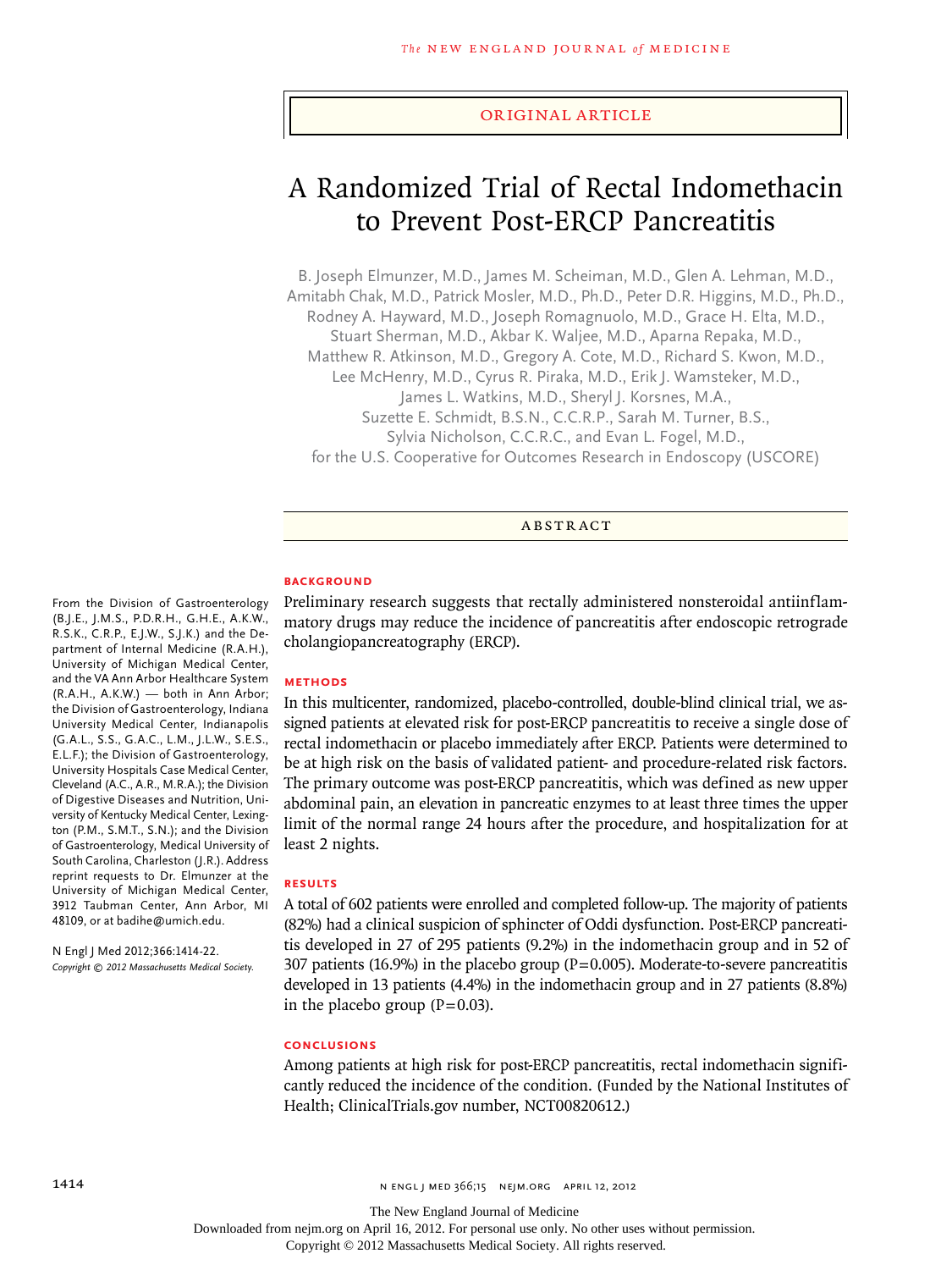ORIGINAL ARTICLE

# A Randomized Trial of Rectal Indomethacin to Prevent Post-ERCP Pancreatitis

B. Joseph Elmunzer, M.D., James M. Scheiman, M.D., Glen A. Lehman, M.D., Amitabh Chak, M.D., Patrick Mosler, M.D., Ph.D., Peter D.R. Higgins, M.D., Ph.D., Rodney A. Hayward, M.D., Joseph Romagnuolo, M.D., Grace H. Elta, M.D., Stuart Sherman, M.D., Akbar K. Waljee, M.D., Aparna Repaka, M.D., Matthew R. Atkinson, M.D., Gregory A. Cote, M.D., Richard S. Kwon, M.D., Lee McHenry, M.D., Cyrus R. Piraka, M.D., Erik J. Wamsteker, M.D., James L. Watkins, M.D., Sheryl J. Korsnes, M.A., Suzette E. Schmidt, B.S.N., C.C.R.P., Sarah M. Turner, B.S., Sylvia Nicholson, C.C.R.C., and Evan L. Fogel, M.D., for the U.S. Cooperative for Outcomes Research in Endoscopy (USCORE)

## ABSTRACT

### BACKGROUND

Preliminary research suggests that rectally administered nonsteroidal antiinflammatory drugs may reduce the incidence of pancreatitis after endoscopic retrograde cholangiopancreatography (ERCP).

### METHODS

In this multicenter, randomized, placebo-controlled, double-blind clinical trial, we assigned patients at elevated risk for post-ERCP pancreatitis to receive a single dose of rectal indomethacin or placebo immediately after ERCP. Patients were determined to be at high risk on the basis of validated patient- and procedure-related risk factors. The primary outcome was post-ERCP pancreatitis, which was defined as new upper abdominal pain, an elevation in pancreatic enzymes to at least three times the upper limit of the normal range 24 hours after the procedure, and hospitalization for at least 2 nights.

### RESULTS

A total of 602 patients were enrolled and completed follow-up. The majority of patients (82%) had a clinical suspicion of sphincter of Oddi dysfunction. Post-ERCP pancreatitis developed in 27 of 295 patients (9.2%) in the indomethacin group and in 52 of 307 patients (16.9%) in the placebo group (P=0.005). Moderate-to-severe pancreatitis developed in 13 patients (4.4%) in the indomethacin group and in 27 patients (8.8%) in the placebo group (P=0.03).

### CONCLUSIONS

Among patients at high risk for post-ERCP pancreatitis, rectal indomethacin significantly reduced the incidence of the condition. (Funded by the National Institutes of Health; ClinicalTrials.gov number, NCT00820612.)

From the Division of Gastroenterology (B.J.E., J.M.S., P.D.R.H., G.H.E., A.K.W., R.S.K., C.R.P., E.J.W., S.J.K.) and the Department of Internal Medicine (R.A.H.), University of Michigan Medical Center, and the VA Ann Arbor Healthcare System (R.A.H., A.K.W.) — both in Ann Arbor; the Division of Gastroenterology, Indiana University Medical Center, Indianapolis (G.A.L., S.S., G.A.C., L.M., J.L.W., S.E.S., E.L.F.); the Division of Gastroenterology, University Hospitals Case Medical Center, Cleveland (A.C., A.R., M.R.A.); the Division of Digestive Diseases and Nutrition, University of Kentucky Medical Center, Lexington (P.M., S.M.T., S.N.); and the Division of Gastroenterology, Medical University of South Carolina, Charleston (J.R.). Address reprint requests to Dr. Elmunzer at the University of Michigan Medical Center, 3912 Taubman Center, Ann Arbor, MI 48109, or at badihe@umich.edu.

N Engl J Med 2012;366:1414-22.
*Copyright © 2012 Massachusetts Medical Society.*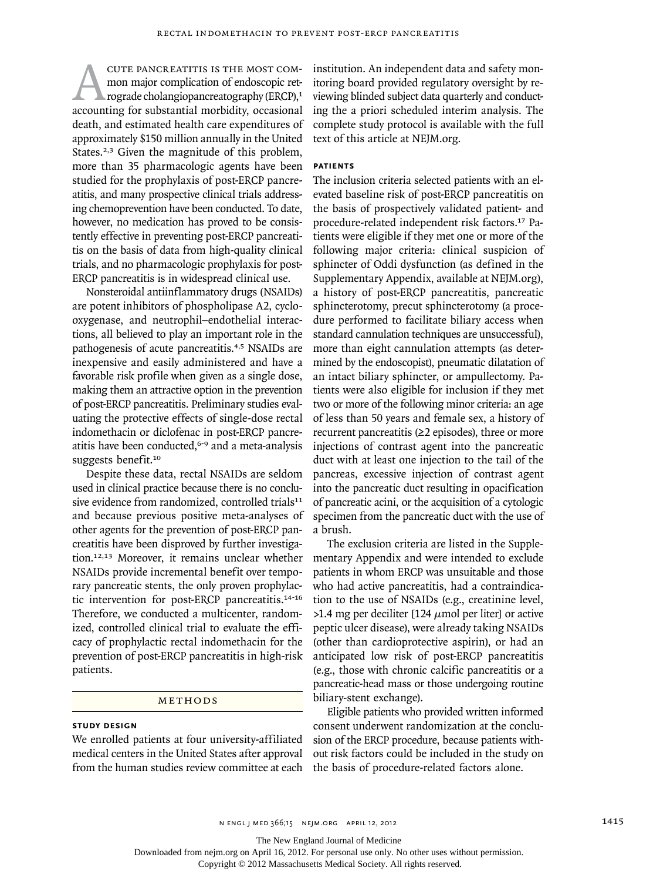Acute pancreatitis is the most common major complication of endoscopic retrograde cholangiopancreatography (ERCP),[1] accounting for substantial morbidity, occasional death, and estimated health care expenditures of approximately $150 million annually in the United States.[2,3] Given the magnitude of this problem, more than 35 pharmacologic agents have been studied for the prophylaxis of post-ERCP pancreatitis, and many prospective clinical trials addressing chemoprevention have been conducted. To date, however, no medication has proved to be consistently effective in preventing post-ERCP pancreatitis on the basis of data from high-quality clinical trials, and no pharmacologic prophylaxis for post-ERCP pancreatitis is in widespread clinical use.

Nonsteroidal antiinflammatory drugs (NSAIDs) are potent inhibitors of phospholipase A2, cyclooxygenase, and neutrophil–endothelial interactions, all believed to play an important role in the pathogenesis of acute pancreatitis.[4,5] NSAIDs are inexpensive and easily administered and have a favorable risk profile when given as a single dose, making them an attractive option in the prevention of post-ERCP pancreatitis. Preliminary studies evaluating the protective effects of single-dose rectal indomethacin or diclofenac in post-ERCP pancreatitis have been conducted,[6-9] and a meta-analysis suggests benefit.[10]

Despite these data, rectal NSAIDs are seldom used in clinical practice because there is no conclusive evidence from randomized, controlled trials[11] and because previous positive meta-analyses of other agents for the prevention of post-ERCP pancreatitis have been disproved by further investigation.[12,13] Moreover, it remains unclear whether NSAIDs provide incremental benefit over temporary pancreatic stents, the only proven prophylactic intervention for post-ERCP pancreatitis.[14-16] Therefore, we conducted a multicenter, randomized, controlled clinical trial to evaluate the efficacy of prophylactic rectal indomethacin for the prevention of post-ERCP pancreatitis in high-risk patients.

## Methods

### Study Design

We enrolled patients at four university-affiliated medical centers in the United States after approval from the human studies review committee at each institution. An independent data and safety monitoring board provided regulatory oversight by reviewing blinded subject data quarterly and conducting the a priori scheduled interim analysis. The complete study protocol is available with the full text of this article at NEJM.org.

### Patients

The inclusion criteria selected patients with an elevated baseline risk of post-ERCP pancreatitis on the basis of prospectively validated patient- and procedure-related independent risk factors.[17] Patients were eligible if they met one or more of the following major criteria: clinical suspicion of sphincter of Oddi dysfunction (as defined in the Supplementary Appendix, available at NEJM.org), a history of post-ERCP pancreatitis, pancreatic sphincterotomy, precut sphincterotomy (a procedure performed to facilitate biliary access when standard cannulation techniques are unsuccessful), more than eight cannulation attempts (as determined by the endoscopist), pneumatic dilatation of an intact biliary sphincter, or ampullectomy. Patients were also eligible for inclusion if they met two or more of the following minor criteria: an age of less than 50 years and female sex, a history of recurrent pancreatitis (≥2 episodes), three or more injections of contrast agent into the pancreatic duct with at least one injection to the tail of the pancreas, excessive injection of contrast agent into the pancreatic duct resulting in opacification of pancreatic acini, or the acquisition of a cytologic specimen from the pancreatic duct with the use of a brush.

The exclusion criteria are listed in the Supplementary Appendix and were intended to exclude patients in whom ERCP was unsuitable and those who had active pancreatitis, had a contraindication to the use of NSAIDs (e.g., creatinine level, >1.4 mg per deciliter [124 μmol per liter] or active peptic ulcer disease), were already taking NSAIDs (other than cardioprotective aspirin), or had an anticipated low risk of post-ERCP pancreatitis (e.g., those with chronic calcific pancreatitis or a pancreatic-head mass or those undergoing routine biliary-stent exchange).

Eligible patients who provided written informed consent underwent randomization at the conclusion of the ERCP procedure, because patients without risk factors could be included in the study on the basis of procedure-related factors alone.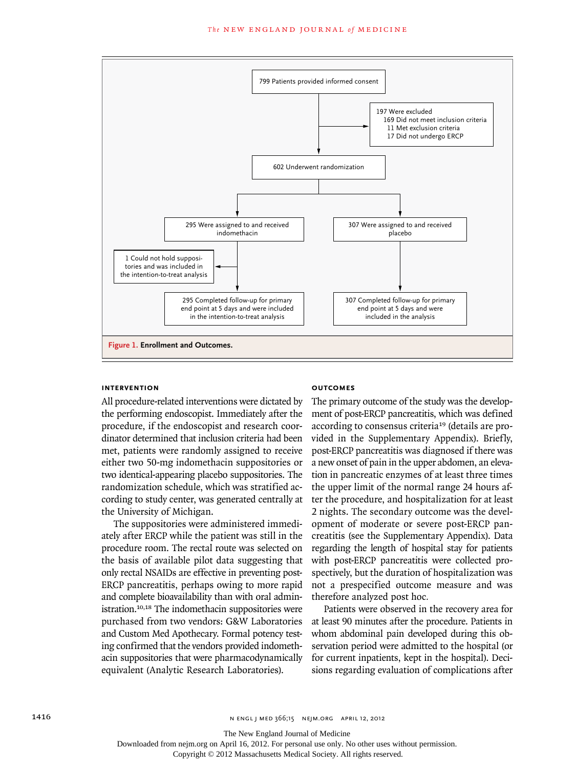799 Patients provided informed consent

197 Were excluded
- 169 Did not meet inclusion criteria
- 11 Met exclusion criteria
- 17 Did not undergo ERCP

602 Underwent randomization

295 Were assigned to and received indomethacin

307 Were assigned to and received placebo

1 Could not hold suppositories and was included in the intention-to-treat analysis

295 Completed follow-up for primary end point at 5 days and were included in the intention-to-treat analysis

307 Completed follow-up for primary end point at 5 days and were included in the analysis

**Figure 1. Enrollment and Outcomes.**

### INTERVENTION

All procedure-related interventions were dictated by the performing endoscopist. Immediately after the procedure, if the endoscopist and research coordinator determined that inclusion criteria had been met, patients were randomly assigned to receive either two 50-mg indomethacin suppositories or two identical-appearing placebo suppositories. The randomization schedule, which was stratified according to study center, was generated centrally at the University of Michigan.

The suppositories were administered immediately after ERCP while the patient was still in the procedure room. The rectal route was selected on the basis of available pilot data suggesting that only rectal NSAIDs are effective in preventing post-ERCP pancreatitis, perhaps owing to more rapid and complete bioavailability than with oral administration.[10,18] The indomethacin suppositories were purchased from two vendors: G&W Laboratories and Custom Med Apothecary. Formal potency testing confirmed that the vendors provided indomethacin suppositories that were pharmacodynamically equivalent (Analytic Research Laboratories).

### OUTCOMES

The primary outcome of the study was the development of post-ERCP pancreatitis, which was defined according to consensus criteria[19] (details are provided in the Supplementary Appendix). Briefly, post-ERCP pancreatitis was diagnosed if there was a new onset of pain in the upper abdomen, an elevation in pancreatic enzymes of at least three times the upper limit of the normal range 24 hours after the procedure, and hospitalization for at least 2 nights. The secondary outcome was the development of moderate or severe post-ERCP pancreatitis (see the Supplementary Appendix). Data regarding the length of hospital stay for patients with post-ERCP pancreatitis were collected prospectively, but the duration of hospitalization was not a prespecified outcome measure and was therefore analyzed post hoc.

Patients were observed in the recovery area for at least 90 minutes after the procedure. Patients in whom abdominal pain developed during this observation period were admitted to the hospital (or for current inpatients, kept in the hospital). Decisions regarding evaluation of complications after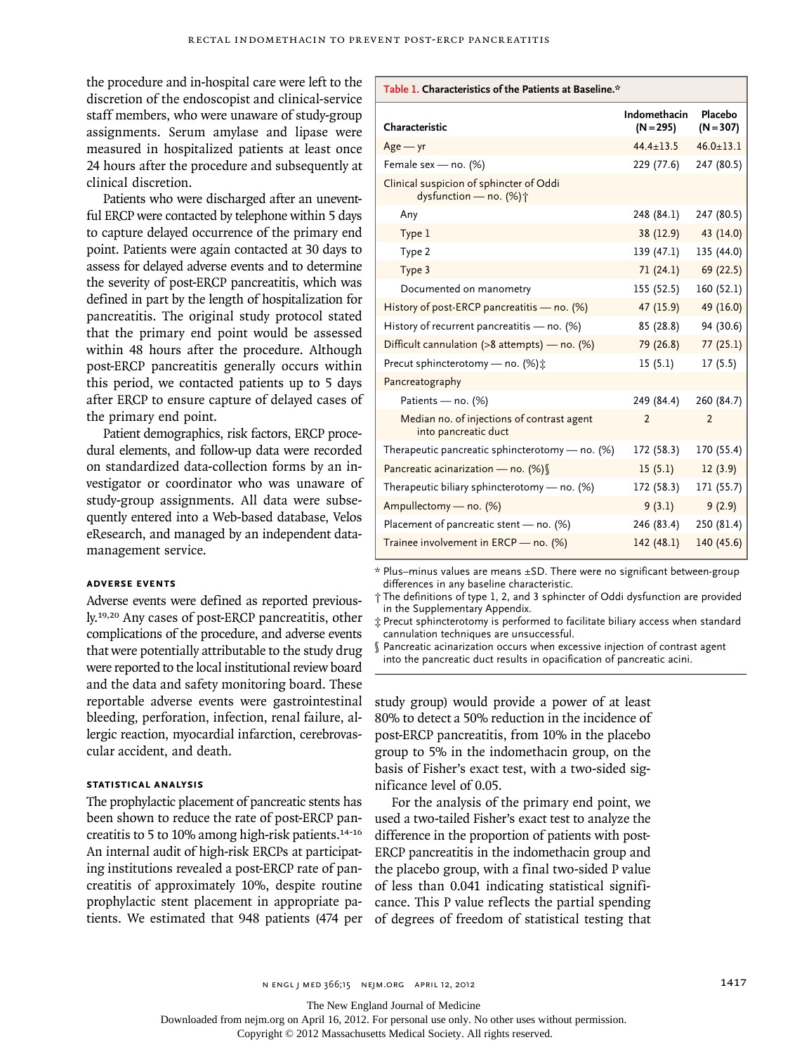the procedure and in-hospital care were left to the discretion of the endoscopist and clinical-service staff members, who were unaware of study-group assignments. Serum amylase and lipase were measured in hospitalized patients at least once 24 hours after the procedure and subsequently at clinical discretion.

Patients who were discharged after an uneventful ERCP were contacted by telephone within 5 days to capture delayed occurrence of the primary end point. Patients were again contacted at 30 days to assess for delayed adverse events and to determine the severity of post-ERCP pancreatitis, which was defined in part by the length of hospitalization for pancreatitis. The original study protocol stated that the primary end point would be assessed within 48 hours after the procedure. Although post-ERCP pancreatitis generally occurs within this period, we contacted patients up to 5 days after ERCP to ensure capture of delayed cases of the primary end point.

Patient demographics, risk factors, ERCP procedural elements, and follow-up data were recorded on standardized data-collection forms by an investigator or coordinator who was unaware of study-group assignments. All data were subsequently entered into a Web-based database, Velos eResearch, and managed by an independent data-management service.

### ADVERSE EVENTS

Adverse events were defined as reported previously.[19,20] Any cases of post-ERCP pancreatitis, other complications of the procedure, and adverse events that were potentially attributable to the study drug were reported to the local institutional review board and the data and safety monitoring board. These reportable adverse events were gastrointestinal bleeding, perforation, infection, renal failure, allergic reaction, myocardial infarction, cerebrovascular accident, and death.

### STATISTICAL ANALYSIS

The prophylactic placement of pancreatic stents has been shown to reduce the rate of post-ERCP pancreatitis to 5 to 10% among high-risk patients.[14-16] An internal audit of high-risk ERCPs at participating institutions revealed a post-ERCP rate of pancreatitis of approximately 10%, despite routine prophylactic stent placement in appropriate patients. We estimated that 948 patients (474 per study group) would provide a power of at least 80% to detect a 50% reduction in the incidence of post-ERCP pancreatitis, from 10% in the placebo group to 5% in the indomethacin group, on the basis of Fisher's exact test, with a two-sided significance level of 0.05.

For the analysis of the primary end point, we used a two-tailed Fisher's exact test to analyze the difference in the proportion of patients with post-ERCP pancreatitis in the indomethacin group and the placebo group, with a final two-sided P value of less than 0.041 indicating statistical significance. This P value reflects the partial spending of degrees of freedom of statistical testing that

**Table 1. Characteristics of the Patients at Baseline.***

| Characteristic | Indomethacin (N=295) | Placebo (N=307) |
|---|---|---|
| Age — yr | 44.4±13.5 | 46.0±13.1 |
| Female sex — no. (%) | 229 (77.6) | 247 (80.5) |
| Clinical suspicion of sphincter of Oddi dysfunction — no. (%)† | | |
| Any | 248 (84.1) | 247 (80.5) |
| Type 1 | 38 (12.9) | 43 (14.0) |
| Type 2 | 139 (47.1) | 135 (44.0) |
| Type 3 | 71 (24.1) | 69 (22.5) |
| Documented on manometry | 155 (52.5) | 160 (52.1) |
| History of post-ERCP pancreatitis — no. (%) | 47 (15.9) | 49 (16.0) |
| History of recurrent pancreatitis — no. (%) | 85 (28.8) | 94 (30.6) |
| Difficult cannulation (>8 attempts) — no. (%) | 79 (26.8) | 77 (25.1) |
| Precut sphincterotomy — no. (%)‡ | 15 (5.1) | 17 (5.5) |
| Pancreatography | | |
| Patients — no. (%) | 249 (84.4) | 260 (84.7) |
| Median no. of injections of contrast agent into pancreatic duct | 2 | 2 |
| Therapeutic pancreatic sphincterotomy — no. (%) | 172 (58.3) | 170 (55.4) |
| Pancreatic acinarization — no. (%)§ | 15 (5.1) | 12 (3.9) |
| Therapeutic biliary sphincterotomy — no. (%) | 172 (58.3) | 171 (55.7) |
| Ampullectomy — no. (%) | 9 (3.1) | 9 (2.9) |
| Placement of pancreatic stent — no. (%) | 246 (83.4) | 250 (81.4) |
| Trainee involvement in ERCP — no. (%) | 142 (48.1) | 140 (45.6) |

\* Plus–minus values are means ±SD. There were no significant between-group differences in any baseline characteristic.

† The definitions of type 1, 2, and 3 sphincter of Oddi dysfunction are provided in the Supplementary Appendix.

‡ Precut sphincterotomy is performed to facilitate biliary access when standard cannulation techniques are unsuccessful.

§ Pancreatic acinarization occurs when excessive injection of contrast agent into the pancreatic duct results in opacification of pancreatic acini.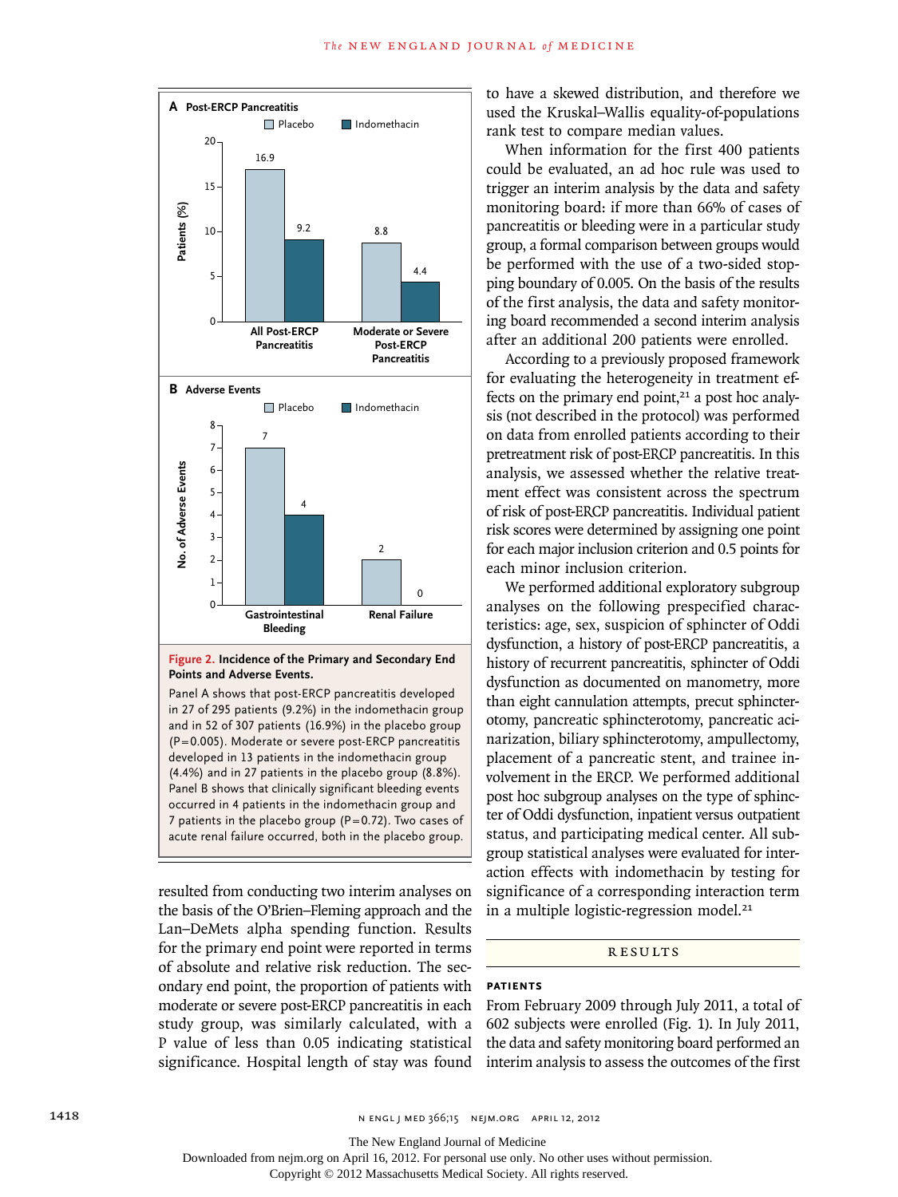**Figure 2. Incidence of the Primary and Secondary End Points and Adverse Events.**

Panel A shows that post-ERCP pancreatitis developed in 27 of 295 patients (9.2%) in the indomethacin group and in 52 of 307 patients (16.9%) in the placebo group (P=0.005). Moderate or severe post-ERCP pancreatitis developed in 13 patients in the indomethacin group (4.4%) and in 27 patients in the placebo group (8.8%). Panel B shows that clinically significant bleeding events occurred in 4 patients in the indomethacin group and 7 patients in the placebo group (P=0.72). Two cases of acute renal failure occurred, both in the placebo group.

resulted from conducting two interim analyses on the basis of the O'Brien–Fleming approach and the Lan–DeMets alpha spending function. Results for the primary end point were reported in terms of absolute and relative risk reduction. The secondary end point, the proportion of patients with moderate or severe post-ERCP pancreatitis in each study group, was similarly calculated, with a P value of less than 0.05 indicating statistical significance. Hospital length of stay was found to have a skewed distribution, and therefore we used the Kruskal–Wallis equality-of-populations rank test to compare median values.

When information for the first 400 patients could be evaluated, an ad hoc rule was used to trigger an interim analysis by the data and safety monitoring board: if more than 66% of cases of pancreatitis or bleeding were in a particular study group, a formal comparison between groups would be performed with the use of a two-sided stopping boundary of 0.005. On the basis of the results of the first analysis, the data and safety monitoring board recommended a second interim analysis after an additional 200 patients were enrolled.

According to a previously proposed framework for evaluating the heterogeneity in treatment effects on the primary end point,[21] a post hoc analysis (not described in the protocol) was performed on data from enrolled patients according to their pretreatment risk of post-ERCP pancreatitis. In this analysis, we assessed whether the relative treatment effect was consistent across the spectrum of risk of post-ERCP pancreatitis. Individual patient risk scores were determined by assigning one point for each major inclusion criterion and 0.5 points for each minor inclusion criterion.

We performed additional exploratory subgroup analyses on the following prespecified characteristics: age, sex, suspicion of sphincter of Oddi dysfunction, a history of post-ERCP pancreatitis, a history of recurrent pancreatitis, sphincter of Oddi dysfunction as documented on manometry, more than eight cannulation attempts, precut sphincterotomy, pancreatic sphincterotomy, pancreatic acinarization, biliary sphincterotomy, ampullectomy, placement of a pancreatic stent, and trainee involvement in the ERCP. We performed additional post hoc subgroup analyses on the type of sphincter of Oddi dysfunction, inpatient versus outpatient status, and participating medical center. All subgroup statistical analyses were evaluated for interaction effects with indomethacin by testing for significance of a corresponding interaction term in a multiple logistic-regression model.[21]

## RESULTS

### PATIENTS

From February 2009 through July 2011, a total of 602 subjects were enrolled (Fig. 1). In July 2011, the data and safety monitoring board performed an interim analysis to assess the outcomes of the first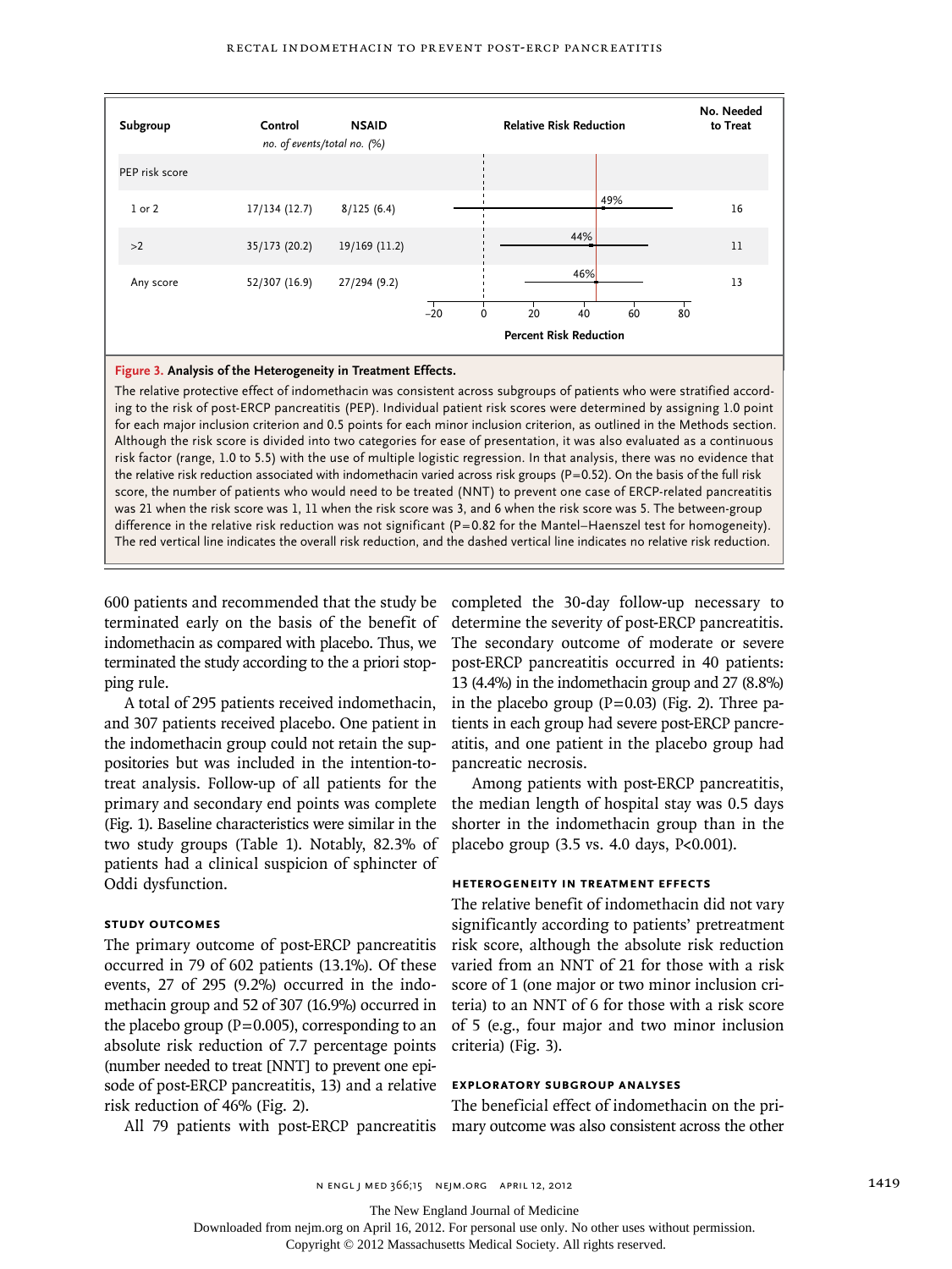| Subgroup | Control | NSAID | Relative Risk Reduction | No. Needed to Treat |
|---|---|---|---|---|
| | *no. of events/total no. (%)* | | | |
| PEP risk score | | | | |
| 1 or 2 | 17/134 (12.7) | 8/125 (6.4) | 49% | 16 |
| >2 | 35/173 (20.2) | 19/169 (11.2) | 44% | 11 |
| Any score | 52/307 (16.9) | 27/294 (9.2) | 46% | 13 |

**Figure 3. Analysis of the Heterogeneity in Treatment Effects.**

The relative protective effect of indomethacin was consistent across subgroups of patients who were stratified according to the risk of post-ERCP pancreatitis (PEP). Individual patient risk scores were determined by assigning 1.0 point for each major inclusion criterion and 0.5 points for each minor inclusion criterion, as outlined in the Methods section. Although the risk score is divided into two categories for ease of presentation, it was also evaluated as a continuous risk factor (range, 1.0 to 5.5) with the use of multiple logistic regression. In that analysis, there was no evidence that the relative risk reduction associated with indomethacin varied across risk groups (P=0.52). On the basis of the full risk score, the number of patients who would need to be treated (NNT) to prevent one case of ERCP-related pancreatitis was 21 when the risk score was 1, 11 when the risk score was 3, and 6 when the risk score was 5. The between-group difference in the relative risk reduction was not significant (P=0.82 for the Mantel–Haenszel test for homogeneity). The red vertical line indicates the overall risk reduction, and the dashed vertical line indicates no relative risk reduction.

600 patients and recommended that the study be terminated early on the basis of the benefit of indomethacin as compared with placebo. Thus, we terminated the study according to the a priori stopping rule.

A total of 295 patients received indomethacin, and 307 patients received placebo. One patient in the indomethacin group could not retain the suppositories but was included in the intention-to-treat analysis. Follow-up of all patients for the primary and secondary end points was complete (Fig. 1). Baseline characteristics were similar in the two study groups (Table 1). Notably, 82.3% of patients had a clinical suspicion of sphincter of Oddi dysfunction.

### Study Outcomes

The primary outcome of post-ERCP pancreatitis occurred in 79 of 602 patients (13.1%). Of these events, 27 of 295 (9.2%) occurred in the indomethacin group and 52 of 307 (16.9%) occurred in the placebo group (P=0.005), corresponding to an absolute risk reduction of 7.7 percentage points (number needed to treat [NNT] to prevent one episode of post-ERCP pancreatitis, 13) and a relative risk reduction of 46% (Fig. 2).

All 79 patients with post-ERCP pancreatitis completed the 30-day follow-up necessary to determine the severity of post-ERCP pancreatitis. The secondary outcome of moderate or severe post-ERCP pancreatitis occurred in 40 patients: 13 (4.4%) in the indomethacin group and 27 (8.8%) in the placebo group (P=0.03) (Fig. 2). Three patients in each group had severe post-ERCP pancreatitis, and one patient in the placebo group had pancreatic necrosis.

Among patients with post-ERCP pancreatitis, the median length of hospital stay was 0.5 days shorter in the indomethacin group than in the placebo group (3.5 vs. 4.0 days, P<0.001).

### Heterogeneity in Treatment Effects

The relative benefit of indomethacin did not vary significantly according to patients' pretreatment risk score, although the absolute risk reduction varied from an NNT of 21 for those with a risk score of 1 (one major or two minor inclusion criteria) to an NNT of 6 for those with a risk score of 5 (e.g., four major and two minor inclusion criteria) (Fig. 3).

### Exploratory Subgroup Analyses

The beneficial effect of indomethacin on the primary outcome was also consistent across the other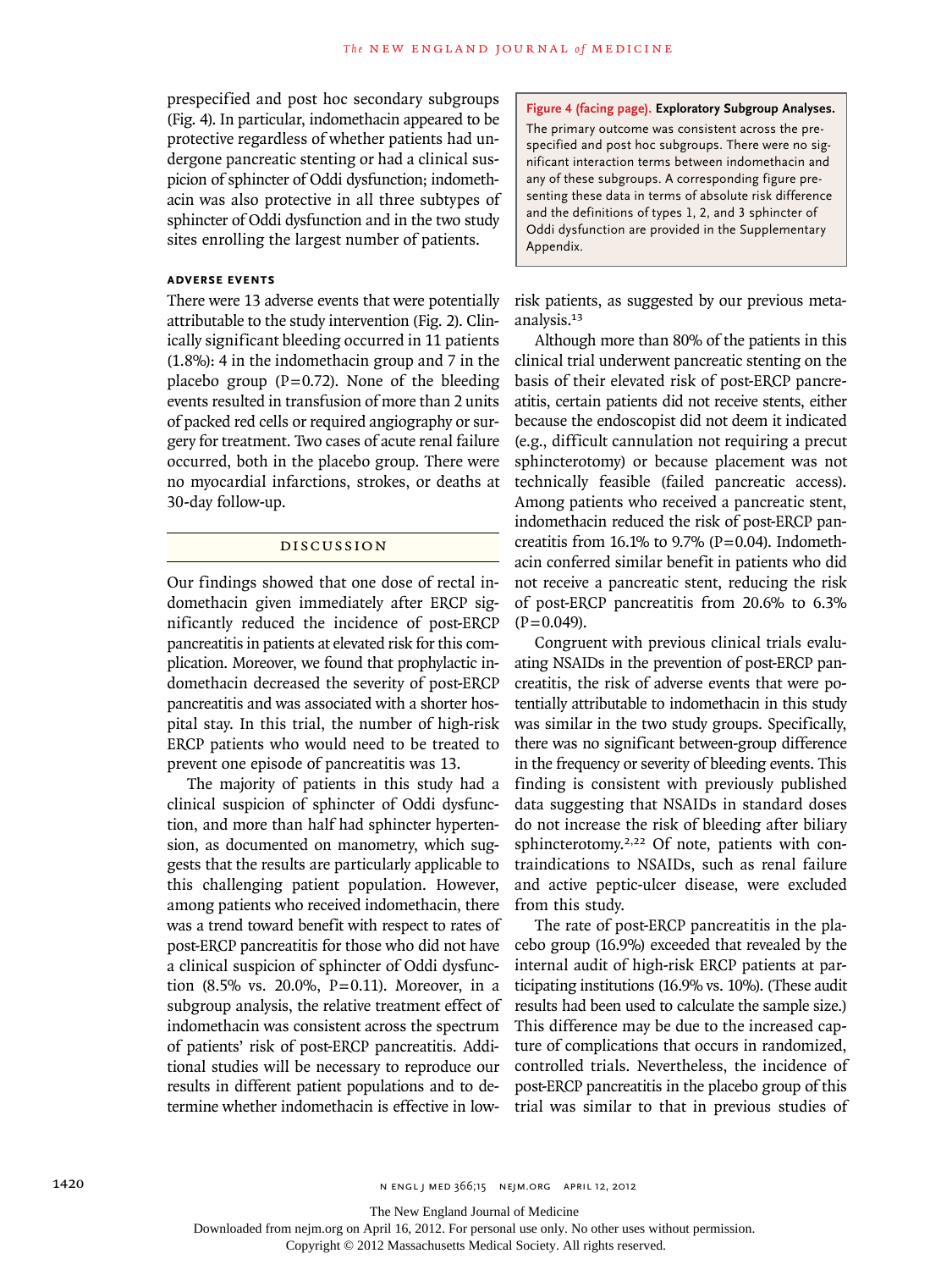prespecified and post hoc secondary subgroups (Fig. 4). In particular, indomethacin appeared to be protective regardless of whether patients had undergone pancreatic stenting or had a clinical suspicion of sphincter of Oddi dysfunction; indomethacin was also protective in all three subtypes of sphincter of Oddi dysfunction and in the two study sites enrolling the largest number of patients.

**Figure 4 (facing page). Exploratory Subgroup Analyses.**
The primary outcome was consistent across the prespecified and post hoc subgroups. There were no significant interaction terms between indomethacin and any of these subgroups. A corresponding figure presenting these data in terms of absolute risk difference and the definitions of types 1, 2, and 3 sphincter of Oddi dysfunction are provided in the Supplementary Appendix.

### ADVERSE EVENTS

There were 13 adverse events that were potentially attributable to the study intervention (Fig. 2). Clinically significant bleeding occurred in 11 patients (1.8%): 4 in the indomethacin group and 7 in the placebo group (P=0.72). None of the bleeding events resulted in transfusion of more than 2 units of packed red cells or required angiography or surgery for treatment. Two cases of acute renal failure occurred, both in the placebo group. There were no myocardial infarctions, strokes, or deaths at 30-day follow-up.

## DISCUSSION

Our findings showed that one dose of rectal indomethacin given immediately after ERCP significantly reduced the incidence of post-ERCP pancreatitis in patients at elevated risk for this complication. Moreover, we found that prophylactic indomethacin decreased the severity of post-ERCP pancreatitis and was associated with a shorter hospital stay. In this trial, the number of high-risk ERCP patients who would need to be treated to prevent one episode of pancreatitis was 13.

The majority of patients in this study had a clinical suspicion of sphincter of Oddi dysfunction, and more than half had sphincter hypertension, as documented on manometry, which suggests that the results are particularly applicable to this challenging patient population. However, among patients who received indomethacin, there was a trend toward benefit with respect to rates of post-ERCP pancreatitis for those who did not have a clinical suspicion of sphincter of Oddi dysfunction (8.5% vs. 20.0%, P=0.11). Moreover, in a subgroup analysis, the relative treatment effect of indomethacin was consistent across the spectrum of patients' risk of post-ERCP pancreatitis. Additional studies will be necessary to reproduce our results in different patient populations and to determine whether indomethacin is effective in low-risk patients, as suggested by our previous meta-analysis.[13]

Although more than 80% of the patients in this clinical trial underwent pancreatic stenting on the basis of their elevated risk of post-ERCP pancreatitis, certain patients did not receive stents, either because the endoscopist did not deem it indicated (e.g., difficult cannulation not requiring a precut sphincterotomy) or because placement was not technically feasible (failed pancreatic access). Among patients who received a pancreatic stent, indomethacin reduced the risk of post-ERCP pancreatitis from 16.1% to 9.7% (P=0.04). Indomethacin conferred similar benefit in patients who did not receive a pancreatic stent, reducing the risk of post-ERCP pancreatitis from 20.6% to 6.3% (P=0.049).

Congruent with previous clinical trials evaluating NSAIDs in the prevention of post-ERCP pancreatitis, the risk of adverse events that were potentially attributable to indomethacin in this study was similar in the two study groups. Specifically, there was no significant between-group difference in the frequency or severity of bleeding events. This finding is consistent with previously published data suggesting that NSAIDs in standard doses do not increase the risk of bleeding after biliary sphincterotomy.[2,22] Of note, patients with contraindications to NSAIDs, such as renal failure and active peptic-ulcer disease, were excluded from this study.

The rate of post-ERCP pancreatitis in the placebo group (16.9%) exceeded that revealed by the internal audit of high-risk ERCP patients at participating institutions (16.9% vs. 10%). (These audit results had been used to calculate the sample size.) This difference may be due to the increased capture of complications that occurs in randomized, controlled trials. Nevertheless, the incidence of post-ERCP pancreatitis in the placebo group of this trial was similar to that in previous studies of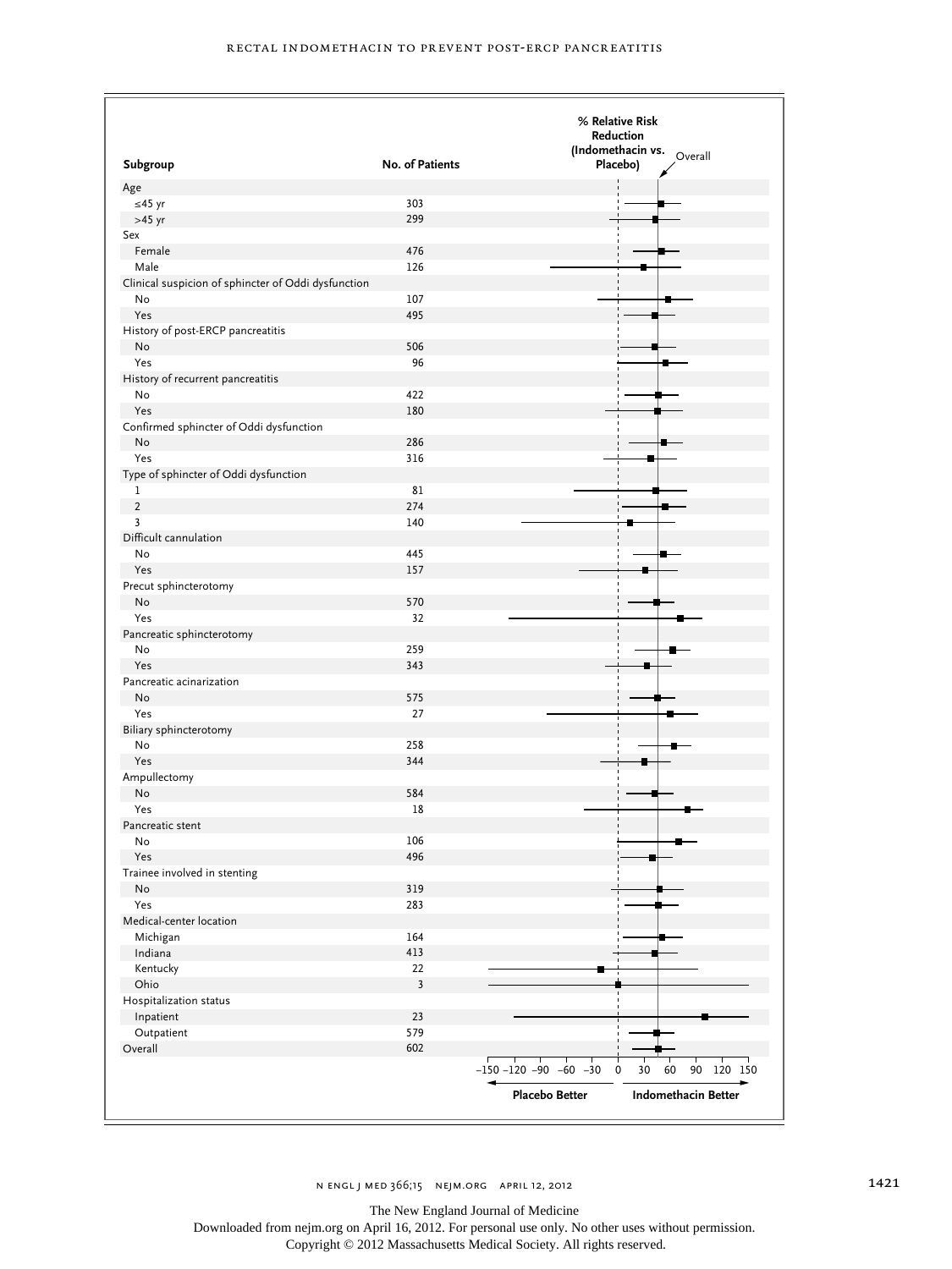| Subgroup | No. of Patients | % Relative Risk Reduction (Indomethacin vs. Placebo) |
|---|---|---|
| **Age** | | |
| ≤45 yr | 303 | |
| >45 yr | 299 | |
| **Sex** | | |
| Female | 476 | |
| Male | 126 | |
| **Clinical suspicion of sphincter of Oddi dysfunction** | | |
| No | 107 | |
| Yes | 495 | |
| **History of post-ERCP pancreatitis** | | |
| No | 506 | |
| Yes | 96 | |
| **History of recurrent pancreatitis** | | |
| No | 422 | |
| Yes | 180 | |
| **Confirmed sphincter of Oddi dysfunction** | | |
| No | 286 | |
| Yes | 316 | |
| **Type of sphincter of Oddi dysfunction** | | |
| 1 | 81 | |
| 2 | 274 | |
| 3 | 140 | |
| **Difficult cannulation** | | |
| No | 445 | |
| Yes | 157 | |
| **Precut sphincterotomy** | | |
| No | 570 | |
| Yes | 32 | |
| **Pancreatic sphincterotomy** | | |
| No | 259 | |
| Yes | 343 | |
| **Pancreatic acinarization** | | |
| No | 575 | |
| Yes | 27 | |
| **Biliary sphincterotomy** | | |
| No | 258 | |
| Yes | 344 | |
| **Ampullectomy** | | |
| No | 584 | |
| Yes | 18 | |
| **Pancreatic stent** | | |
| No | 106 | |
| Yes | 496 | |
| **Trainee involved in stenting** | | |
| No | 319 | |
| Yes | 283 | |
| **Medical-center location** | | |
| Michigan | 164 | |
| Indiana | 413 | |
| Kentucky | 22 | |
| Ohio | 3 | |
| **Hospitalization status** | | |
| Inpatient | 23 | |
| Outpatient | 579 | |
| **Overall** | 602 | |

Axis: −150 −120 −90 −60 −30 0 30 60 90 120 150

← Placebo Better | Indomethacin Better →

Overall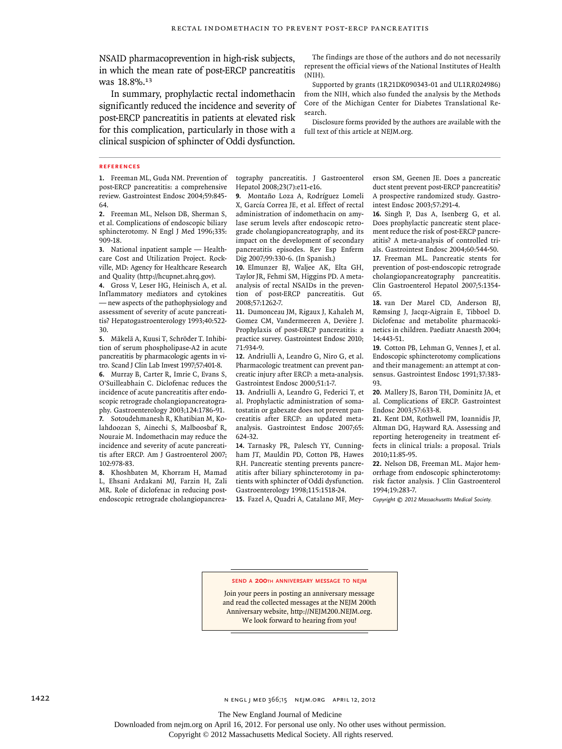NSAID pharmacoprevention in high-risk subjects, in which the mean rate of post-ERCP pancreatitis was 18.8%.[13]

In summary, prophylactic rectal indomethacin significantly reduced the incidence and severity of post-ERCP pancreatitis in patients at elevated risk for this complication, particularly in those with a clinical suspicion of sphincter of Oddi dysfunction.

The findings are those of the authors and do not necessarily represent the official views of the National Institutes of Health (NIH).

Supported by grants (1R21DK090343-01 and UL1RR024986) from the NIH, which also funded the analysis by the Methods Core of the Michigan Center for Diabetes Translational Research.

Disclosure forms provided by the authors are available with the full text of this article at NEJM.org.

## References

1. Freeman ML, Guda NM. Prevention of post-ERCP pancreatitis: a comprehensive review. Gastrointest Endosc 2004;59:845-64.
2. Freeman ML, Nelson DB, Sherman S, et al. Complications of endoscopic biliary sphincterotomy. N Engl J Med 1996;335:909-18.
3. National inpatient sample — Healthcare Cost and Utilization Project. Rockville, MD: Agency for Healthcare Research and Quality (http://hcupnet.ahrq.gov).
4. Gross V, Leser HG, Heinisch A, et al. Inflammatory mediators and cytokines — new aspects of the pathophysiology and assessment of severity of acute pancreatitis? Hepatogastroenterology 1993;40:522-30.
5. Mäkelä A, Kuusi T, Schröder T. Inhibition of serum phospholipase-A2 in acute pancreatitis by pharmacologic agents in vitro. Scand J Clin Lab Invest 1997;57:401-8.
6. Murray B, Carter R, Imrie C, Evans S, O'Suilleabhain C. Diclofenac reduces the incidence of acute pancreatitis after endoscopic retrograde cholangiopancreatography. Gastroenterology 2003;124:1786-91.
7. Sotoudehmanesh R, Khatibian M, Kolahdoozan S, Ainechi S, Malboosbaf R, Nouraie M. Indomethacin may reduce the incidence and severity of acute pancreatitis after ERCP. Am J Gastroenterol 2007;102:978-83.
8. Khoshbaten M, Khorram H, Mamad L, Ehsani Ardakani MJ, Farzin H, Zali MR. Role of diclofenac in reducing post-endoscopic retrograde cholangiopancreatography pancreatitis. J Gastroenterol Hepatol 2008;23(7):e11-e16.
9. Montaño Loza A, Rodríguez Lomeli X, García Correa JE, et al. Effect of rectal administration of indomethacin on amylase serum levels after endoscopic retrograde cholangiopancreatography, and its impact on the development of secondary pancreatitis episodes. Rev Esp Enferm Dig 2007;99:330-6. (In Spanish.)
10. Elmunzer BJ, Waljee AK, Elta GH, Taylor JR, Fehmi SM, Higgins PD. A meta-analysis of rectal NSAIDs in the prevention of post-ERCP pancreatitis. Gut 2008;57:1262-7.
11. Dumonceau JM, Rigaux J, Kahaleh M, Gomez CM, Vandermeeren A, Devière J. Prophylaxis of post-ERCP pancreatitis: a practice survey. Gastrointest Endosc 2010;71:934-9.
12. Andriulli A, Leandro G, Niro G, et al. Pharmacologic treatment can prevent pancreatic injury after ERCP: a meta-analysis. Gastrointest Endosc 2000;51:1-7.
13. Andriulli A, Leandro G, Federici T, et al. Prophylactic administration of somatostatin or gabexate does not prevent pancreatitis after ERCP: an updated meta-analysis. Gastrointest Endosc 2007;65:624-32.
14. Tarnasky PR, Palesch YY, Cunningham JT, Mauldin PD, Cotton PB, Hawes RH. Pancreatic stenting prevents pancreatitis after biliary sphincterotomy in patients with sphincter of Oddi dysfunction. Gastroenterology 1998;115:1518-24.
15. Fazel A, Quadri A, Catalano MF, Meyerson SM, Geenen JE. Does a pancreatic duct stent prevent post-ERCP pancreatitis? A prospective randomized study. Gastrointest Endosc 2003;57:291-4.
16. Singh P, Das A, Isenberg G, et al. Does prophylactic pancreatic stent placement reduce the risk of post-ERCP pancreatitis? A meta-analysis of controlled trials. Gastrointest Endosc 2004;60:544-50.
17. Freeman ML. Pancreatic stents for prevention of post-endoscopic retrograde cholangiopancreatography pancreatitis. Clin Gastroenterol Hepatol 2007;5:1354-65.
18. van Der Marel CD, Anderson BJ, Rømsing J, Jacqz-Aigrain E, Tibboel D. Diclofenac and metabolite pharmacokinetics in children. Paediatr Anaesth 2004;14:443-51.
19. Cotton PB, Lehman G, Vennes J, et al. Endoscopic sphincterotomy complications and their management: an attempt at consensus. Gastrointest Endosc 1991;37:383-93.
20. Mallery JS, Baron TH, Dominitz JA, et al. Complications of ERCP. Gastrointest Endosc 2003;57:633-8.
21. Kent DM, Rothwell PM, Ioannidis JP, Altman DG, Hayward RA. Assessing and reporting heterogeneity in treatment effects in clinical trials: a proposal. Trials 2010;11:85-95.
22. Nelson DB, Freeman ML. Major hemorrhage from endoscopic sphincterotomy: risk factor analysis. J Clin Gastroenterol 1994;19:283-7.

*Copyright © 2012 Massachusetts Medical Society.*

**SEND A 200TH ANNIVERSARY MESSAGE TO NEJM**

Join your peers in posting an anniversary message and read the collected messages at the NEJM 200th Anniversary website, http://NEJM200.NEJM.org. We look forward to hearing from you!